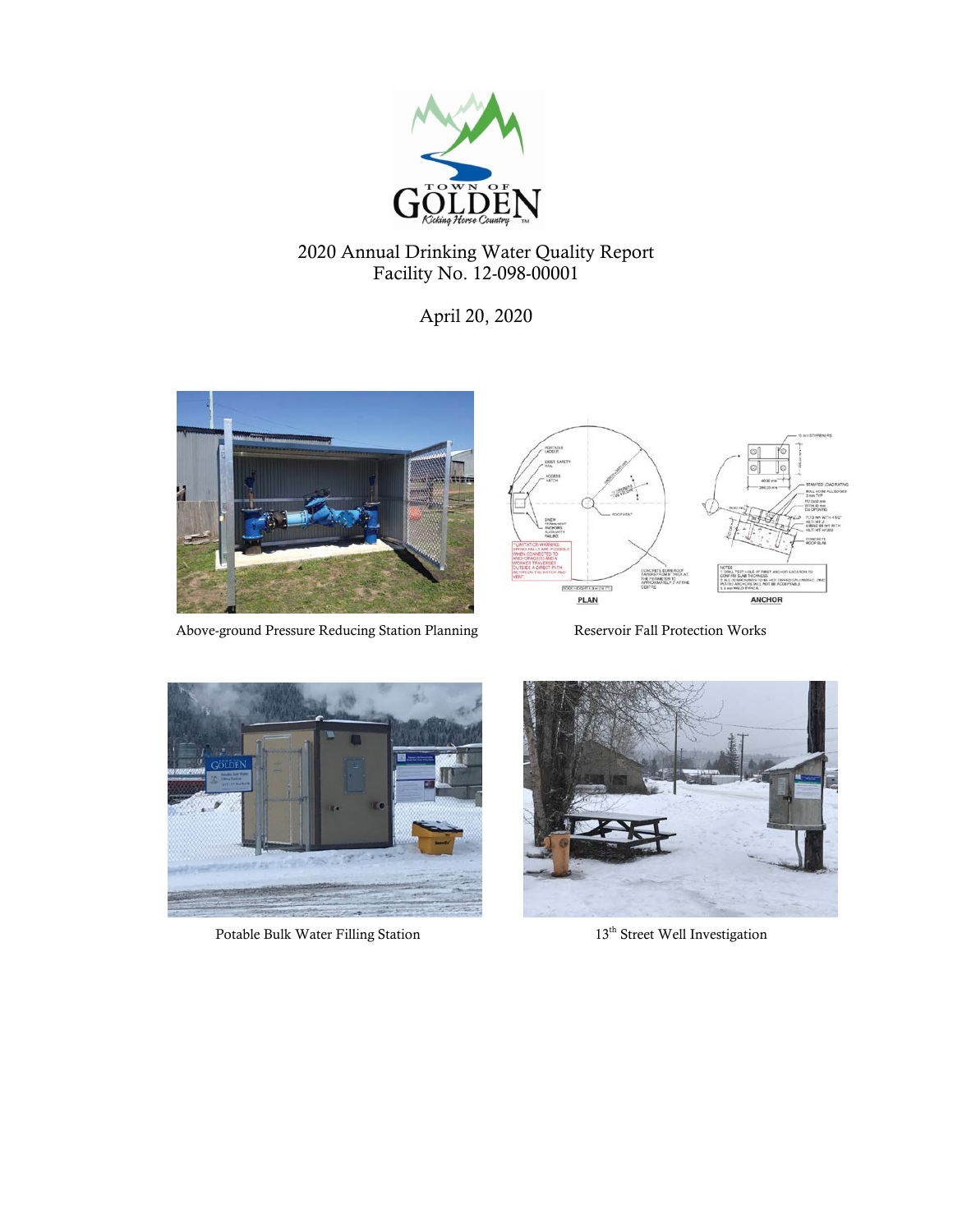# 2020 Annual Drinking Water Quality Report
Facility No. 12-098-00001

April 20, 2020

Above-ground Pressure Reducing Station Planning

Reservoir Fall Protection Works

Potable Bulk Water Filling Station

13th Street Well Investigation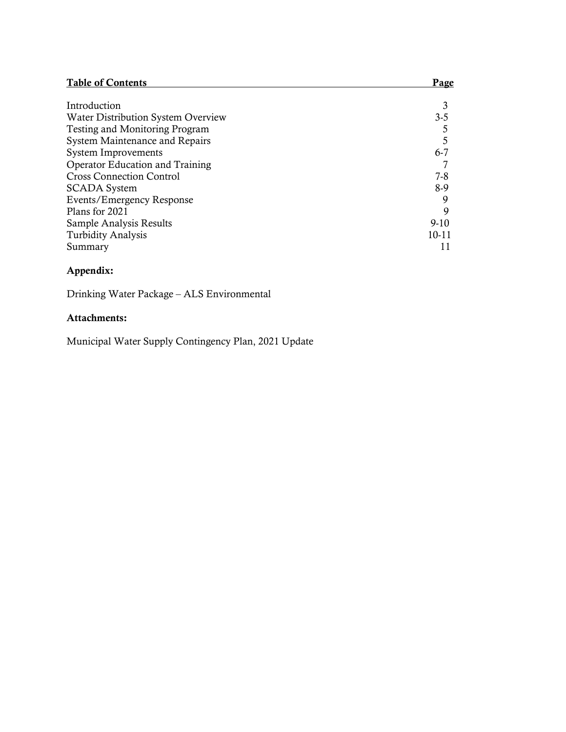| Table of Contents | Page |
|---|---|
| Introduction | 3 |
| Water Distribution System Overview | 3-5 |
| Testing and Monitoring Program | 5 |
| System Maintenance and Repairs | 5 |
| System Improvements | 6-7 |
| Operator Education and Training | 7 |
| Cross Connection Control | 7-8 |
| SCADA System | 8-9 |
| Events/Emergency Response | 9 |
| Plans for 2021 | 9 |
| Sample Analysis Results | 9-10 |
| Turbidity Analysis | 10-11 |
| Summary | 11 |

**Appendix:**

Drinking Water Package – ALS Environmental

**Attachments:**

Municipal Water Supply Contingency Plan, 2021 Update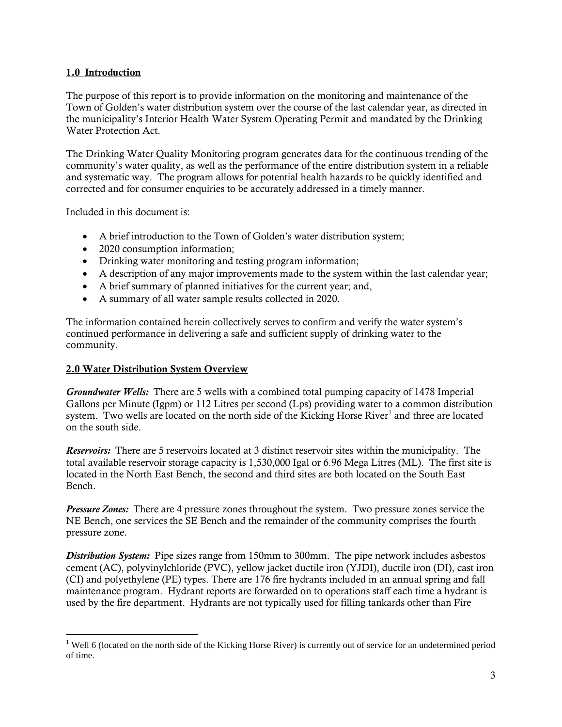## 1.0 Introduction

The purpose of this report is to provide information on the monitoring and maintenance of the Town of Golden's water distribution system over the course of the last calendar year, as directed in the municipality's Interior Health Water System Operating Permit and mandated by the Drinking Water Protection Act.

The Drinking Water Quality Monitoring program generates data for the continuous trending of the community's water quality, as well as the performance of the entire distribution system in a reliable and systematic way. The program allows for potential health hazards to be quickly identified and corrected and for consumer enquiries to be accurately addressed in a timely manner.

Included in this document is:

- A brief introduction to the Town of Golden's water distribution system;
- 2020 consumption information;
- Drinking water monitoring and testing program information;
- A description of any major improvements made to the system within the last calendar year;
- A brief summary of planned initiatives for the current year; and,
- A summary of all water sample results collected in 2020.

The information contained herein collectively serves to confirm and verify the water system's continued performance in delivering a safe and sufficient supply of drinking water to the community.

## 2.0 Water Distribution System Overview

***Groundwater Wells:*** There are 5 wells with a combined total pumping capacity of 1478 Imperial Gallons per Minute (Igpm) or 112 Litres per second (Lps) providing water to a common distribution system. Two wells are located on the north side of the Kicking Horse River[1] and three are located on the south side.

***Reservoirs:*** There are 5 reservoirs located at 3 distinct reservoir sites within the municipality. The total available reservoir storage capacity is 1,530,000 Igal or 6.96 Mega Litres (ML). The first site is located in the North East Bench, the second and third sites are both located on the South East Bench.

***Pressure Zones:*** There are 4 pressure zones throughout the system. Two pressure zones service the NE Bench, one services the SE Bench and the remainder of the community comprises the fourth pressure zone.

***Distribution System:*** Pipe sizes range from 150mm to 300mm. The pipe network includes asbestos cement (AC), polyvinylchloride (PVC), yellow jacket ductile iron (YJDI), ductile iron (DI), cast iron (CI) and polyethylene (PE) types. There are 176 fire hydrants included in an annual spring and fall maintenance program. Hydrant reports are forwarded on to operations staff each time a hydrant is used by the fire department. Hydrants are <u>not</u> typically used for filling tankards other than Fire

---

[1] Well 6 (located on the north side of the Kicking Horse River) is currently out of service for an undetermined period of time.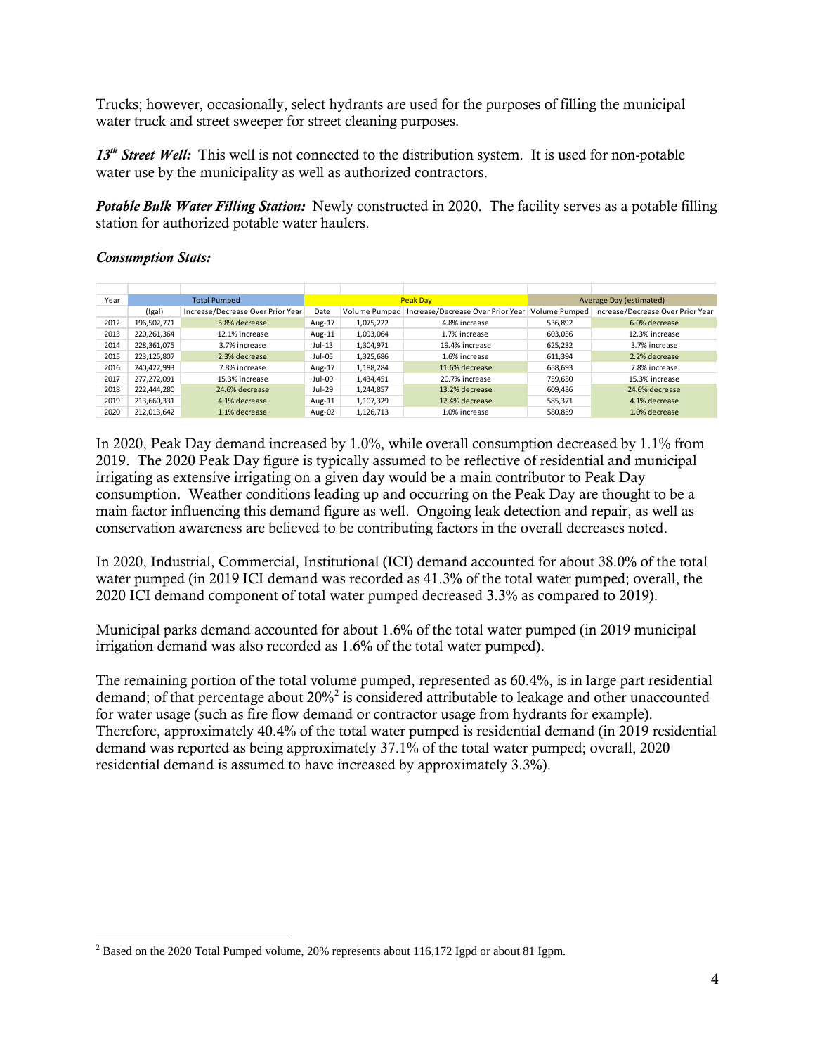Trucks; however, occasionally, select hydrants are used for the purposes of filling the municipal water truck and street sweeper for street cleaning purposes.

***13th Street Well:*** This well is not connected to the distribution system. It is used for non-potable water use by the municipality as well as authorized contractors.

***Potable Bulk Water Filling Station:*** Newly constructed in 2020. The facility serves as a potable filling station for authorized potable water haulers.

***Consumption Stats:***

| Year | Total Pumped | | Peak Day | | | Average Day (estimated) | |
|---|---|---|---|---|---|---|---|
| | (Igal) | Increase/Decrease Over Prior Year | Date | Volume Pumped | Increase/Decrease Over Prior Year | Volume Pumped | Increase/Decrease Over Prior Year |
| 2012 | 196,502,771 | 5.8% decrease | Aug-17 | 1,075,222 | 4.8% increase | 536,892 | 6.0% decrease |
| 2013 | 220,261,364 | 12.1% increase | Aug-11 | 1,093,064 | 1.7% increase | 603,056 | 12.3% increase |
| 2014 | 228,361,075 | 3.7% increase | Jul-13 | 1,304,971 | 19.4% increase | 625,232 | 3.7% increase |
| 2015 | 223,125,807 | 2.3% decrease | Jul-05 | 1,325,686 | 1.6% increase | 611,394 | 2.2% decrease |
| 2016 | 240,422,993 | 7.8% increase | Aug-17 | 1,188,284 | 11.6% decrease | 658,693 | 7.8% increase |
| 2017 | 277,272,091 | 15.3% increase | Jul-09 | 1,434,451 | 20.7% increase | 759,650 | 15.3% increase |
| 2018 | 222,444,280 | 24.6% decrease | Jul-29 | 1,244,857 | 13.2% decrease | 609,436 | 24.6% decrease |
| 2019 | 213,660,331 | 4.1% decrease | Aug-11 | 1,107,329 | 12.4% decrease | 585,371 | 4.1% decrease |
| 2020 | 212,013,642 | 1.1% decrease | Aug-02 | 1,126,713 | 1.0% increase | 580,859 | 1.0% decrease |

In 2020, Peak Day demand increased by 1.0%, while overall consumption decreased by 1.1% from 2019. The 2020 Peak Day figure is typically assumed to be reflective of residential and municipal irrigating as extensive irrigating on a given day would be a main contributor to Peak Day consumption. Weather conditions leading up and occurring on the Peak Day are thought to be a main factor influencing this demand figure as well. Ongoing leak detection and repair, as well as conservation awareness are believed to be contributing factors in the overall decreases noted.

In 2020, Industrial, Commercial, Institutional (ICI) demand accounted for about 38.0% of the total water pumped (in 2019 ICI demand was recorded as 41.3% of the total water pumped; overall, the 2020 ICI demand component of total water pumped decreased 3.3% as compared to 2019).

Municipal parks demand accounted for about 1.6% of the total water pumped (in 2019 municipal irrigation demand was also recorded as 1.6% of the total water pumped).

The remaining portion of the total volume pumped, represented as 60.4%, is in large part residential demand; of that percentage about 20%[2] is considered attributable to leakage and other unaccounted for water usage (such as fire flow demand or contractor usage from hydrants for example). Therefore, approximately 40.4% of the total water pumped is residential demand (in 2019 residential demand was reported as being approximately 37.1% of the total water pumped; overall, 2020 residential demand is assumed to have increased by approximately 3.3%).

---

[2] Based on the 2020 Total Pumped volume, 20% represents about 116,172 Igpd or about 81 Igpm.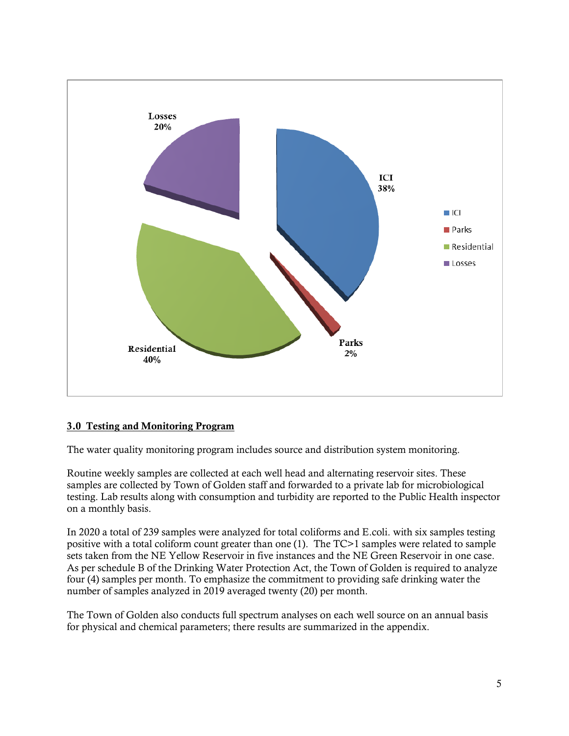## 3.0 Testing and Monitoring Program

The water quality monitoring program includes source and distribution system monitoring.

Routine weekly samples are collected at each well head and alternating reservoir sites. These samples are collected by Town of Golden staff and forwarded to a private lab for microbiological testing. Lab results along with consumption and turbidity are reported to the Public Health inspector on a monthly basis.

In 2020 a total of 239 samples were analyzed for total coliforms and E.coli. with six samples testing positive with a total coliform count greater than one (1). The TC>1 samples were related to sample sets taken from the NE Yellow Reservoir in five instances and the NE Green Reservoir in one case. As per schedule B of the Drinking Water Protection Act, the Town of Golden is required to analyze four (4) samples per month. To emphasize the commitment to providing safe drinking water the number of samples analyzed in 2019 averaged twenty (20) per month.

The Town of Golden also conducts full spectrum analyses on each well source on an annual basis for physical and chemical parameters; there results are summarized in the appendix.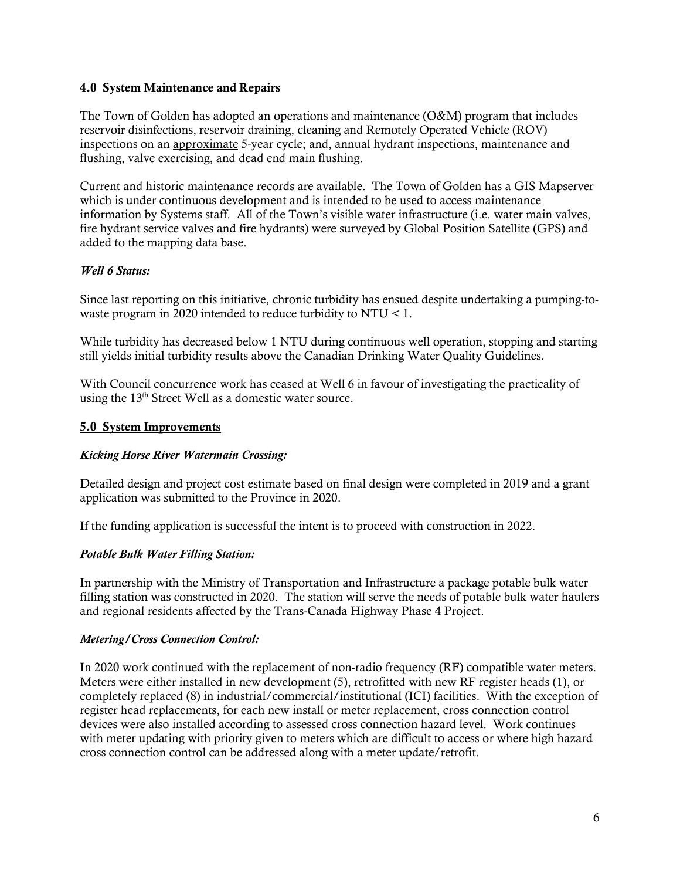## 4.0 System Maintenance and Repairs

The Town of Golden has adopted an operations and maintenance (O&M) program that includes reservoir disinfections, reservoir draining, cleaning and Remotely Operated Vehicle (ROV) inspections on an <u>approximate</u> 5-year cycle; and, annual hydrant inspections, maintenance and flushing, valve exercising, and dead end main flushing.

Current and historic maintenance records are available. The Town of Golden has a GIS Mapserver which is under continuous development and is intended to be used to access maintenance information by Systems staff. All of the Town's visible water infrastructure (i.e. water main valves, fire hydrant service valves and fire hydrants) were surveyed by Global Position Satellite (GPS) and added to the mapping data base.

### *Well 6 Status:*

Since last reporting on this initiative, chronic turbidity has ensued despite undertaking a pumping-to-waste program in 2020 intended to reduce turbidity to NTU < 1.

While turbidity has decreased below 1 NTU during continuous well operation, stopping and starting still yields initial turbidity results above the Canadian Drinking Water Quality Guidelines.

With Council concurrence work has ceased at Well 6 in favour of investigating the practicality of using the 13th Street Well as a domestic water source.

## 5.0 System Improvements

### *Kicking Horse River Watermain Crossing:*

Detailed design and project cost estimate based on final design were completed in 2019 and a grant application was submitted to the Province in 2020.

If the funding application is successful the intent is to proceed with construction in 2022.

### *Potable Bulk Water Filling Station:*

In partnership with the Ministry of Transportation and Infrastructure a package potable bulk water filling station was constructed in 2020. The station will serve the needs of potable bulk water haulers and regional residents affected by the Trans-Canada Highway Phase 4 Project.

### *Metering/Cross Connection Control:*

In 2020 work continued with the replacement of non-radio frequency (RF) compatible water meters. Meters were either installed in new development (5), retrofitted with new RF register heads (1), or completely replaced (8) in industrial/commercial/institutional (ICI) facilities. With the exception of register head replacements, for each new install or meter replacement, cross connection control devices were also installed according to assessed cross connection hazard level. Work continues with meter updating with priority given to meters which are difficult to access or where high hazard cross connection control can be addressed along with a meter update/retrofit.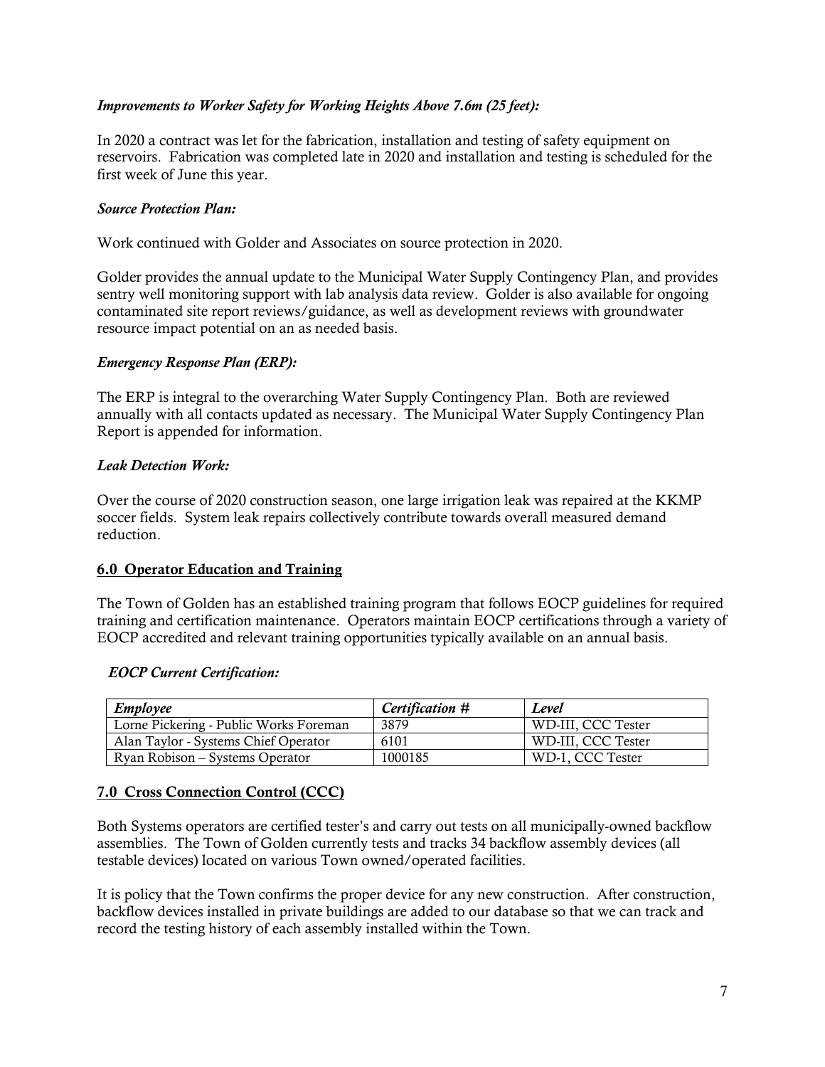***Improvements to Worker Safety for Working Heights Above 7.6m (25 feet):***

In 2020 a contract was let for the fabrication, installation and testing of safety equipment on reservoirs. Fabrication was completed late in 2020 and installation and testing is scheduled for the first week of June this year.

***Source Protection Plan:***

Work continued with Golder and Associates on source protection in 2020.

Golder provides the annual update to the Municipal Water Supply Contingency Plan, and provides sentry well monitoring support with lab analysis data review. Golder is also available for ongoing contaminated site report reviews/guidance, as well as development reviews with groundwater resource impact potential on an as needed basis.

***Emergency Response Plan (ERP):***

The ERP is integral to the overarching Water Supply Contingency Plan. Both are reviewed annually with all contacts updated as necessary. The Municipal Water Supply Contingency Plan Report is appended for information.

***Leak Detection Work:***

Over the course of 2020 construction season, one large irrigation leak was repaired at the KKMP soccer fields. System leak repairs collectively contribute towards overall measured demand reduction.

## 6.0 Operator Education and Training

The Town of Golden has an established training program that follows EOCP guidelines for required training and certification maintenance. Operators maintain EOCP certifications through a variety of EOCP accredited and relevant training opportunities typically available on an annual basis.

***EOCP Current Certification:***

| *Employee* | *Certification #* | *Level* |
|---|---|---|
| Lorne Pickering - Public Works Foreman | 3879 | WD-III, CCC Tester |
| Alan Taylor - Systems Chief Operator | 6101 | WD-III, CCC Tester |
| Ryan Robison – Systems Operator | 1000185 | WD-1, CCC Tester |

## 7.0 Cross Connection Control (CCC)

Both Systems operators are certified tester's and carry out tests on all municipally-owned backflow assemblies. The Town of Golden currently tests and tracks 34 backflow assembly devices (all testable devices) located on various Town owned/operated facilities.

It is policy that the Town confirms the proper device for any new construction. After construction, backflow devices installed in private buildings are added to our database so that we can track and record the testing history of each assembly installed within the Town.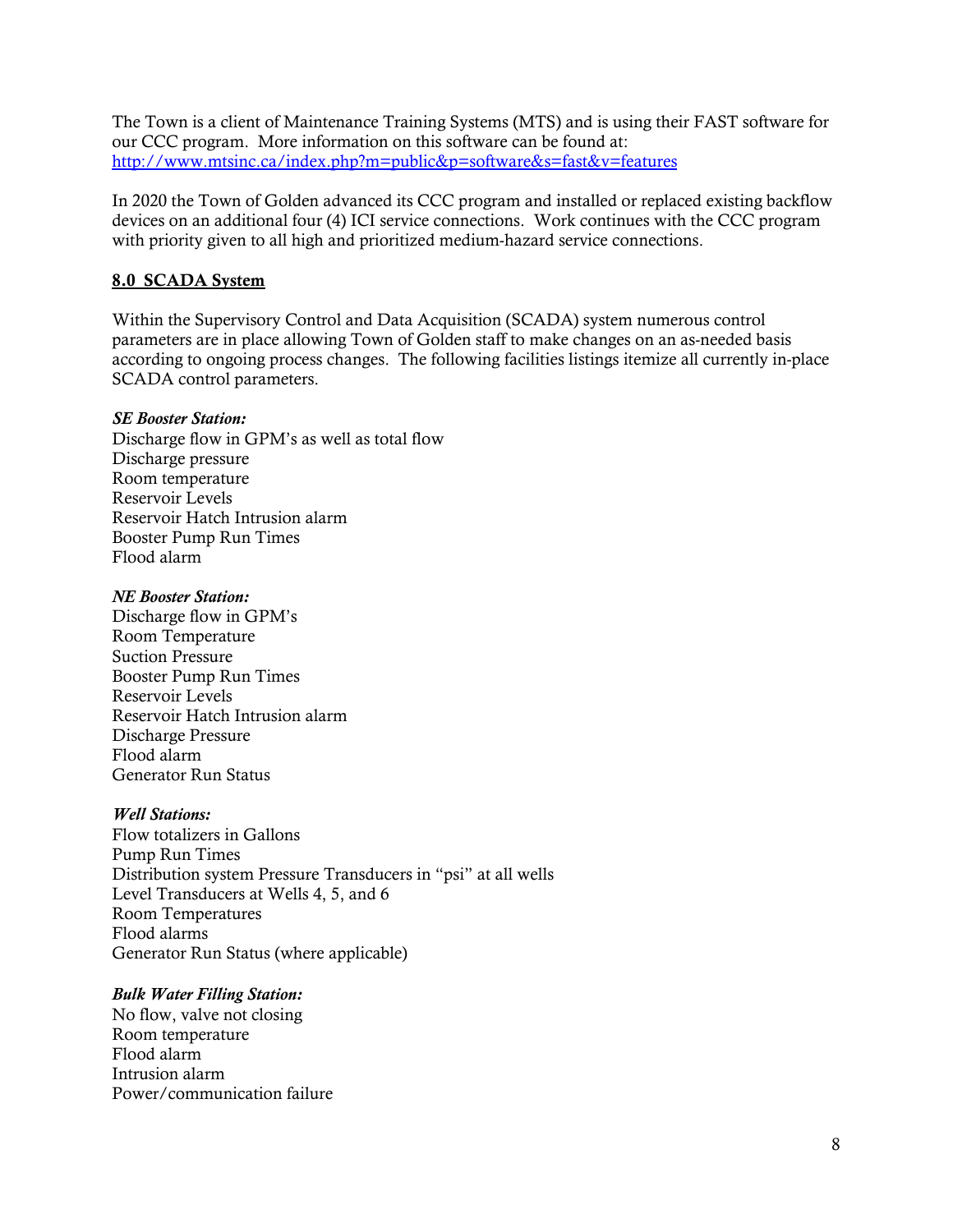The Town is a client of Maintenance Training Systems (MTS) and is using their FAST software for our CCC program. More information on this software can be found at: [http://www.mtsinc.ca/index.php?m=public&p=software&s=fast&v=features](http://www.mtsinc.ca/index.php?m=public&p=software&s=fast&v=features)

In 2020 the Town of Golden advanced its CCC program and installed or replaced existing backflow devices on an additional four (4) ICI service connections. Work continues with the CCC program with priority given to all high and prioritized medium-hazard service connections.

## 8.0 SCADA System

Within the Supervisory Control and Data Acquisition (SCADA) system numerous control parameters are in place allowing Town of Golden staff to make changes on an as-needed basis according to ongoing process changes. The following facilities listings itemize all currently in-place SCADA control parameters.

***SE Booster Station:***

Discharge flow in GPM's as well as total flow
Discharge pressure
Room temperature
Reservoir Levels
Reservoir Hatch Intrusion alarm
Booster Pump Run Times
Flood alarm

***NE Booster Station:***

Discharge flow in GPM's
Room Temperature
Suction Pressure
Booster Pump Run Times
Reservoir Levels
Reservoir Hatch Intrusion alarm
Discharge Pressure
Flood alarm
Generator Run Status

***Well Stations:***

Flow totalizers in Gallons
Pump Run Times
Distribution system Pressure Transducers in "psi" at all wells
Level Transducers at Wells 4, 5, and 6
Room Temperatures
Flood alarms
Generator Run Status (where applicable)

***Bulk Water Filling Station:***

No flow, valve not closing
Room temperature
Flood alarm
Intrusion alarm
Power/communication failure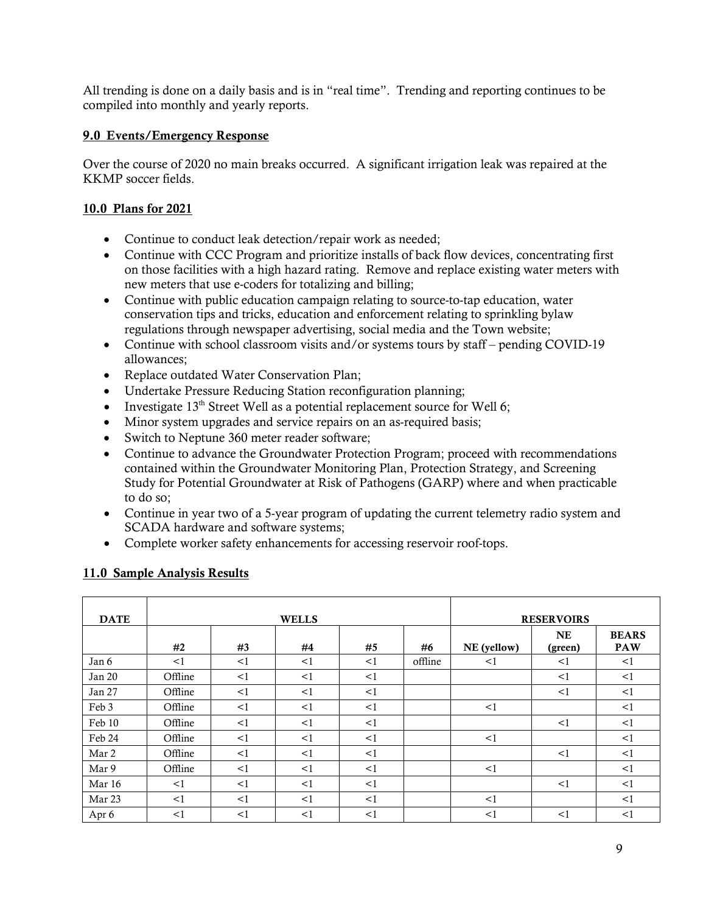All trending is done on a daily basis and is in "real time". Trending and reporting continues to be compiled into monthly and yearly reports.

## 9.0 Events/Emergency Response

Over the course of 2020 no main breaks occurred. A significant irrigation leak was repaired at the KKMP soccer fields.

## 10.0 Plans for 2021

- Continue to conduct leak detection/repair work as needed;
- Continue with CCC Program and prioritize installs of back flow devices, concentrating first on those facilities with a high hazard rating. Remove and replace existing water meters with new meters that use e-coders for totalizing and billing;
- Continue with public education campaign relating to source-to-tap education, water conservation tips and tricks, education and enforcement relating to sprinkling bylaw regulations through newspaper advertising, social media and the Town website;
- Continue with school classroom visits and/or systems tours by staff – pending COVID-19 allowances;
- Replace outdated Water Conservation Plan;
- Undertake Pressure Reducing Station reconfiguration planning;
- Investigate 13th Street Well as a potential replacement source for Well 6;
- Minor system upgrades and service repairs on an as-required basis;
- Switch to Neptune 360 meter reader software;
- Continue to advance the Groundwater Protection Program; proceed with recommendations contained within the Groundwater Monitoring Plan, Protection Strategy, and Screening Study for Potential Groundwater at Risk of Pathogens (GARP) where and when practicable to do so;
- Continue in year two of a 5-year program of updating the current telemetry radio system and SCADA hardware and software systems;
- Complete worker safety enhancements for accessing reservoir roof-tops.

## 11.0 Sample Analysis Results

| DATE | WELLS | | | | | RESERVOIRS | | |
|---|---|---|---|---|---|---|---|---|
| | #2 | #3 | #4 | #5 | #6 | NE (yellow) | NE (green) | BEARS PAW |
| Jan 6 | <1 | <1 | <1 | <1 | offline | <1 | <1 | <1 |
| Jan 20 | Offline | <1 | <1 | <1 | | | <1 | <1 |
| Jan 27 | Offline | <1 | <1 | <1 | | | <1 | <1 |
| Feb 3 | Offline | <1 | <1 | <1 | | <1 | | <1 |
| Feb 10 | Offline | <1 | <1 | <1 | | | <1 | <1 |
| Feb 24 | Offline | <1 | <1 | <1 | | <1 | | <1 |
| Mar 2 | Offline | <1 | <1 | <1 | | | <1 | <1 |
| Mar 9 | Offline | <1 | <1 | <1 | | <1 | | <1 |
| Mar 16 | <1 | <1 | <1 | <1 | | | <1 | <1 |
| Mar 23 | <1 | <1 | <1 | <1 | | <1 | | <1 |
| Apr 6 | <1 | <1 | <1 | <1 | | <1 | <1 | <1 |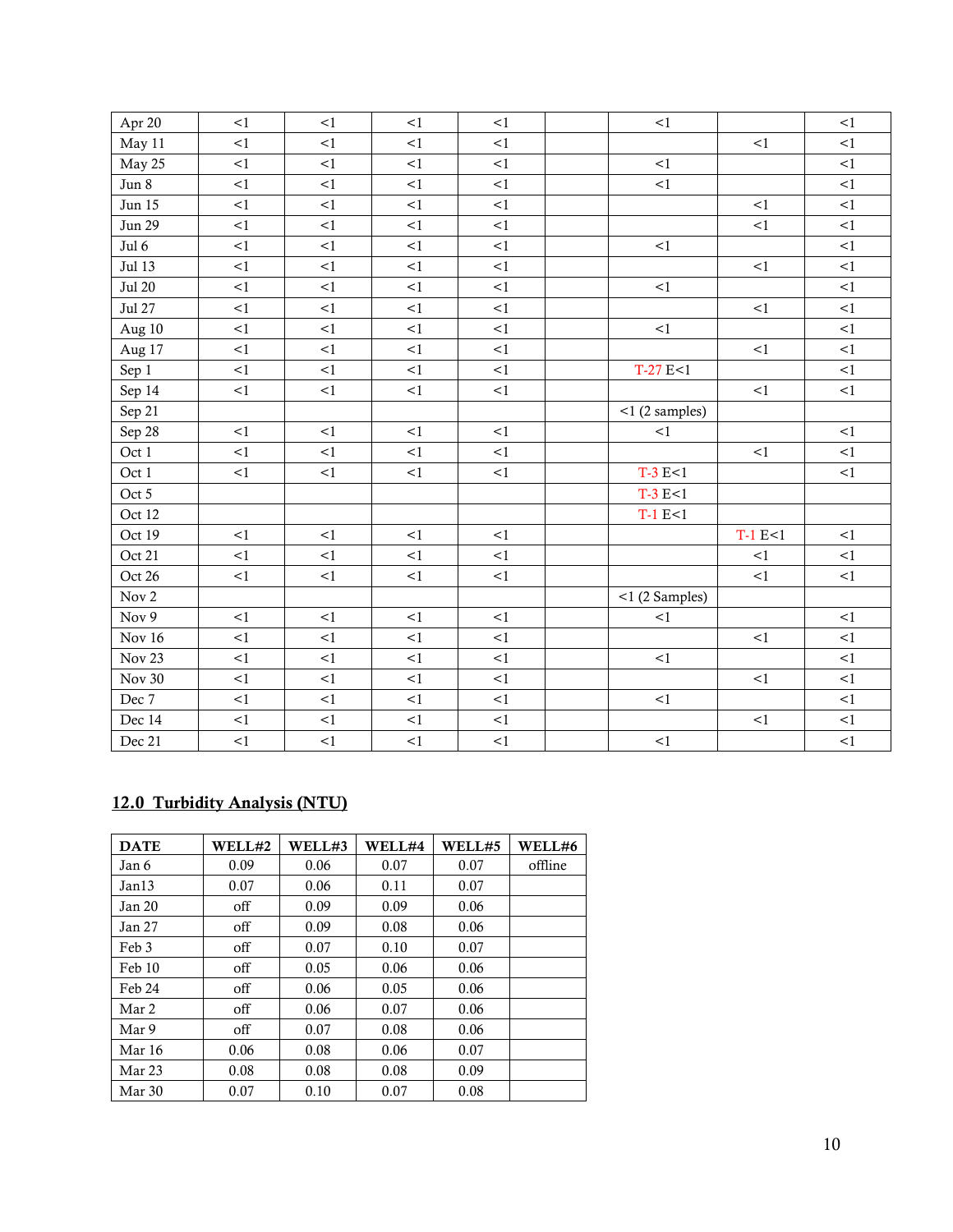| | | | | | | | | |
|---|---|---|---|---|---|---|---|---|
| Apr 20 | <1 | <1 | <1 | <1 | | <1 | | <1 |
| May 11 | <1 | <1 | <1 | <1 | | | <1 | <1 |
| May 25 | <1 | <1 | <1 | <1 | | <1 | | <1 |
| Jun 8 | <1 | <1 | <1 | <1 | | <1 | | <1 |
| Jun 15 | <1 | <1 | <1 | <1 | | | <1 | <1 |
| Jun 29 | <1 | <1 | <1 | <1 | | | <1 | <1 |
| Jul 6 | <1 | <1 | <1 | <1 | | <1 | | <1 |
| Jul 13 | <1 | <1 | <1 | <1 | | | <1 | <1 |
| Jul 20 | <1 | <1 | <1 | <1 | | <1 | | <1 |
| Jul 27 | <1 | <1 | <1 | <1 | | | <1 | <1 |
| Aug 10 | <1 | <1 | <1 | <1 | | <1 | | <1 |
| Aug 17 | <1 | <1 | <1 | <1 | | | <1 | <1 |
| Sep 1 | <1 | <1 | <1 | <1 | | T-27 E<1 | | <1 |
| Sep 14 | <1 | <1 | <1 | <1 | | | <1 | <1 |
| Sep 21 | | | | | | <1 (2 samples) | | |
| Sep 28 | <1 | <1 | <1 | <1 | | <1 | | <1 |
| Oct 1 | <1 | <1 | <1 | <1 | | | <1 | <1 |
| Oct 1 | <1 | <1 | <1 | <1 | | T-3 E<1 | | <1 |
| Oct 5 | | | | | | T-3 E<1 | | |
| Oct 12 | | | | | | T-1 E<1 | | |
| Oct 19 | <1 | <1 | <1 | <1 | | | T-1 E<1 | <1 |
| Oct 21 | <1 | <1 | <1 | <1 | | | <1 | <1 |
| Oct 26 | <1 | <1 | <1 | <1 | | | <1 | <1 |
| Nov 2 | | | | | | <1 (2 Samples) | | |
| Nov 9 | <1 | <1 | <1 | <1 | | <1 | | <1 |
| Nov 16 | <1 | <1 | <1 | <1 | | | <1 | <1 |
| Nov 23 | <1 | <1 | <1 | <1 | | <1 | | <1 |
| Nov 30 | <1 | <1 | <1 | <1 | | | <1 | <1 |
| Dec 7 | <1 | <1 | <1 | <1 | | <1 | | <1 |
| Dec 14 | <1 | <1 | <1 | <1 | | | <1 | <1 |
| Dec 21 | <1 | <1 | <1 | <1 | | <1 | | <1 |

## 12.0 Turbidity Analysis (NTU)

| DATE | WELL#2 | WELL#3 | WELL#4 | WELL#5 | WELL#6 |
|---|---|---|---|---|---|
| Jan 6 | 0.09 | 0.06 | 0.07 | 0.07 | offline |
| Jan13 | 0.07 | 0.06 | 0.11 | 0.07 | |
| Jan 20 | off | 0.09 | 0.09 | 0.06 | |
| Jan 27 | off | 0.09 | 0.08 | 0.06 | |
| Feb 3 | off | 0.07 | 0.10 | 0.07 | |
| Feb 10 | off | 0.05 | 0.06 | 0.06 | |
| Feb 24 | off | 0.06 | 0.05 | 0.06 | |
| Mar 2 | off | 0.06 | 0.07 | 0.06 | |
| Mar 9 | off | 0.07 | 0.08 | 0.06 | |
| Mar 16 | 0.06 | 0.08 | 0.06 | 0.07 | |
| Mar 23 | 0.08 | 0.08 | 0.08 | 0.09 | |
| Mar 30 | 0.07 | 0.10 | 0.07 | 0.08 | |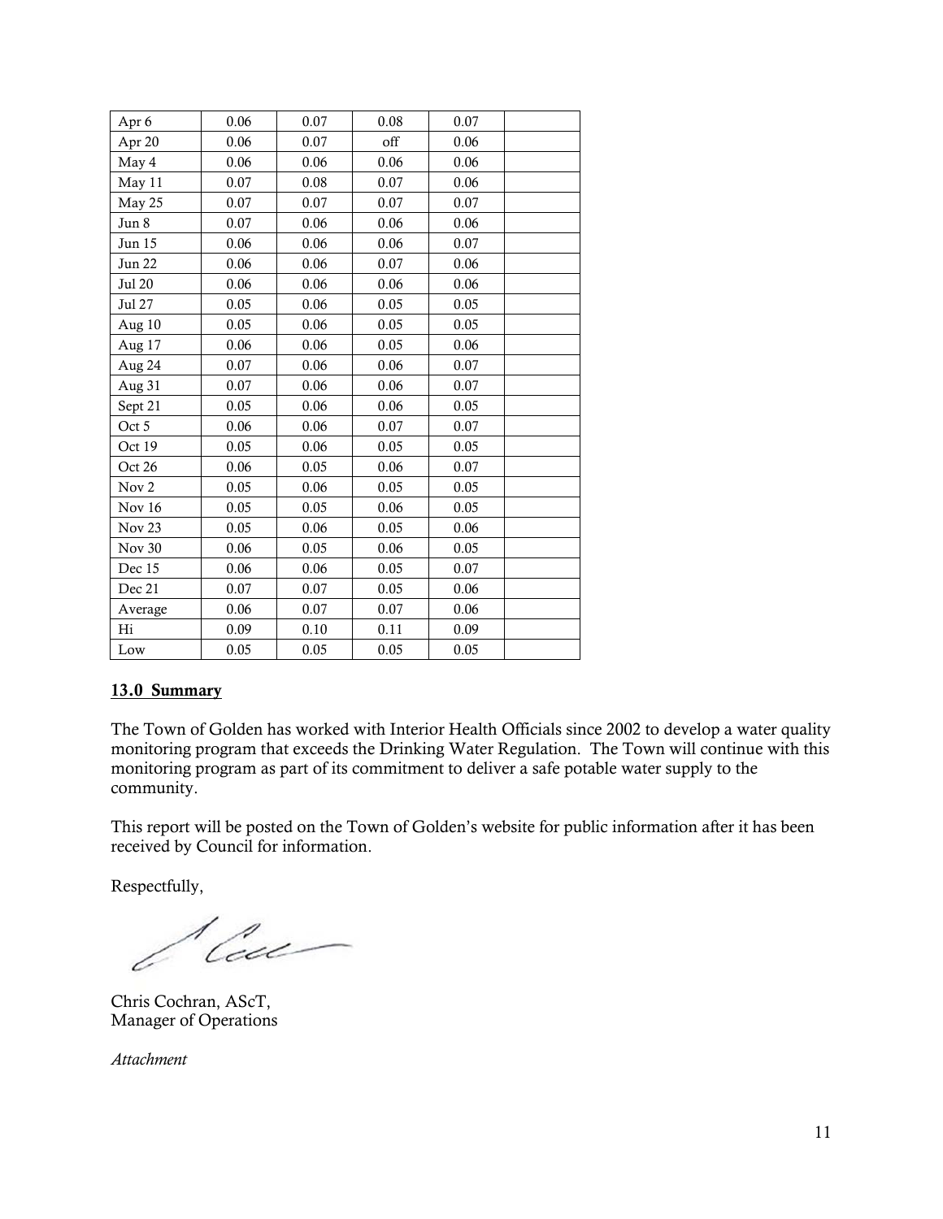| Apr 6 | 0.06 | 0.07 | 0.08 | 0.07 | |
|---|---|---|---|---|---|
| Apr 20 | 0.06 | 0.07 | off | 0.06 | |
| May 4 | 0.06 | 0.06 | 0.06 | 0.06 | |
| May 11 | 0.07 | 0.08 | 0.07 | 0.06 | |
| May 25 | 0.07 | 0.07 | 0.07 | 0.07 | |
| Jun 8 | 0.07 | 0.06 | 0.06 | 0.06 | |
| Jun 15 | 0.06 | 0.06 | 0.06 | 0.07 | |
| Jun 22 | 0.06 | 0.06 | 0.07 | 0.06 | |
| Jul 20 | 0.06 | 0.06 | 0.06 | 0.06 | |
| Jul 27 | 0.05 | 0.06 | 0.05 | 0.05 | |
| Aug 10 | 0.05 | 0.06 | 0.05 | 0.05 | |
| Aug 17 | 0.06 | 0.06 | 0.05 | 0.06 | |
| Aug 24 | 0.07 | 0.06 | 0.06 | 0.07 | |
| Aug 31 | 0.07 | 0.06 | 0.06 | 0.07 | |
| Sept 21 | 0.05 | 0.06 | 0.06 | 0.05 | |
| Oct 5 | 0.06 | 0.06 | 0.07 | 0.07 | |
| Oct 19 | 0.05 | 0.06 | 0.05 | 0.05 | |
| Oct 26 | 0.06 | 0.05 | 0.06 | 0.07 | |
| Nov 2 | 0.05 | 0.06 | 0.05 | 0.05 | |
| Nov 16 | 0.05 | 0.05 | 0.06 | 0.05 | |
| Nov 23 | 0.05 | 0.06 | 0.05 | 0.06 | |
| Nov 30 | 0.06 | 0.05 | 0.06 | 0.05 | |
| Dec 15 | 0.06 | 0.06 | 0.05 | 0.07 | |
| Dec 21 | 0.07 | 0.07 | 0.05 | 0.06 | |
| Average | 0.06 | 0.07 | 0.07 | 0.06 | |
| Hi | 0.09 | 0.10 | 0.11 | 0.09 | |
| Low | 0.05 | 0.05 | 0.05 | 0.05 | |

## 13.0 Summary

The Town of Golden has worked with Interior Health Officials since 2002 to develop a water quality monitoring program that exceeds the Drinking Water Regulation. The Town will continue with this monitoring program as part of its commitment to deliver a safe potable water supply to the community.

This report will be posted on the Town of Golden's website for public information after it has been received by Council for information.

Respectfully,

Chris Cochran, AScT,
Manager of Operations

*Attachment*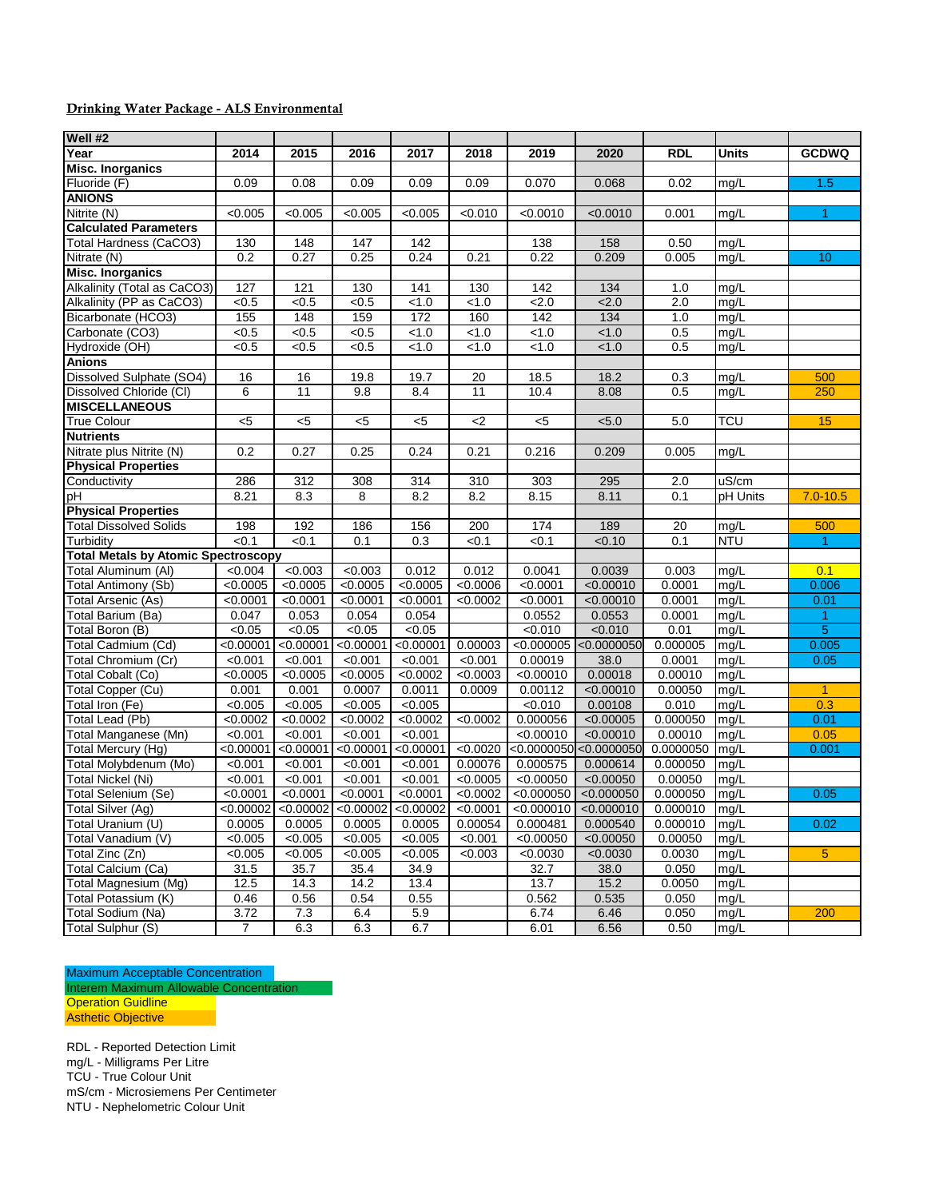**Drinking Water Package - ALS Environmental**

| Well #2 | | | | | | | | | | |
|---|---|---|---|---|---|---|---|---|---|---|
| **Year** | **2014** | **2015** | **2016** | **2017** | **2018** | **2019** | **2020** | **RDL** | **Units** | **GCDWQ** |
| **Misc. Inorganics** | | | | | | | | | | |
| Fluoride (F) | 0.09 | 0.08 | 0.09 | 0.09 | 0.09 | 0.070 | 0.068 | 0.02 | mg/L | 1.5 |
| **ANIONS** | | | | | | | | | | |
| Nitrite (N) | <0.005 | <0.005 | <0.005 | <0.005 | <0.010 | <0.0010 | <0.0010 | 0.001 | mg/L | 1 |
| **Calculated Parameters** | | | | | | | | | | |
| Total Hardness (CaCO3) | 130 | 148 | 147 | 142 | | 138 | 158 | 0.50 | mg/L | |
| Nitrate (N) | 0.2 | 0.27 | 0.25 | 0.24 | 0.21 | 0.22 | 0.209 | 0.005 | mg/L | 10 |
| **Misc. Inorganics** | | | | | | | | | | |
| Alkalinity (Total as CaCO3) | 127 | 121 | 130 | 141 | 130 | 142 | 134 | 1.0 | mg/L | |
| Alkalinity (PP as CaCO3) | <0.5 | <0.5 | <0.5 | <1.0 | <1.0 | <2.0 | <2.0 | 2.0 | mg/L | |
| Bicarbonate (HCO3) | 155 | 148 | 159 | 172 | 160 | 142 | 134 | 1.0 | mg/L | |
| Carbonate (CO3) | <0.5 | <0.5 | <0.5 | <1.0 | <1.0 | <1.0 | <1.0 | 0.5 | mg/L | |
| Hydroxide (OH) | <0.5 | <0.5 | <0.5 | <1.0 | <1.0 | <1.0 | <1.0 | 0.5 | mg/L | |
| **Anions** | | | | | | | | | | |
| Dissolved Sulphate (SO4) | 16 | 16 | 19.8 | 19.7 | 20 | 18.5 | 18.2 | 0.3 | mg/L | 500 |
| Dissolved Chloride (Cl) | 6 | 11 | 9.8 | 8.4 | 11 | 10.4 | 8.08 | 0.5 | mg/L | 250 |
| **MISCELLANEOUS** | | | | | | | | | | |
| True Colour | <5 | <5 | <5 | <5 | <2 | <5 | <5.0 | 5.0 | TCU | 15 |
| **Nutrients** | | | | | | | | | | |
| Nitrate plus Nitrite (N) | 0.2 | 0.27 | 0.25 | 0.24 | 0.21 | 0.216 | 0.209 | 0.005 | mg/L | |
| **Physical Properties** | | | | | | | | | | |
| Conductivity | 286 | 312 | 308 | 314 | 310 | 303 | 295 | 2.0 | uS/cm | |
| pH | 8.21 | 8.3 | 8 | 8.2 | 8.2 | 8.15 | 8.11 | 0.1 | pH Units | 7.0-10.5 |
| **Physical Properties** | | | | | | | | | | |
| Total Dissolved Solids | 198 | 192 | 186 | 156 | 200 | 174 | 189 | 20 | mg/L | 500 |
| Turbidity | <0.1 | <0.1 | 0.1 | 0.3 | <0.1 | <0.1 | <0.10 | 0.1 | NTU | 1 |
| **Total Metals by Atomic Spectroscopy** | | | | | | | | | | |
| Total Aluminum (Al) | <0.004 | <0.003 | <0.003 | 0.012 | 0.012 | 0.0041 | 0.0039 | 0.003 | mg/L | 0.1 |
| Total Antimony (Sb) | <0.0005 | <0.0005 | <0.0005 | <0.0005 | <0.0006 | <0.0001 | <0.00010 | 0.0001 | mg/L | 0.006 |
| Total Arsenic (As) | <0.0001 | <0.0001 | <0.0001 | <0.0001 | <0.0002 | <0.0001 | <0.00010 | 0.0001 | mg/L | 0.01 |
| Total Barium (Ba) | 0.047 | 0.053 | 0.054 | 0.054 | | 0.0552 | 0.0553 | 0.0001 | mg/L | 1 |
| Total Boron (B) | <0.05 | <0.05 | <0.05 | <0.05 | | <0.010 | <0.010 | 0.01 | mg/L | 5 |
| Total Cadmium (Cd) | <0.00001 | <0.00001 | <0.00001 | <0.00001 | 0.00003 | <0.000005 | <0.0000050 | 0.000005 | mg/L | 0.005 |
| Total Chromium (Cr) | <0.001 | <0.001 | <0.001 | <0.001 | <0.001 | 0.00019 | 38.0 | 0.0001 | mg/L | 0.05 |
| Total Cobalt (Co) | <0.0005 | <0.0005 | <0.0005 | <0.0002 | <0.0003 | <0.00010 | 0.00018 | 0.00010 | mg/L | |
| Total Copper (Cu) | 0.001 | 0.001 | 0.0007 | 0.0011 | 0.0009 | 0.00112 | <0.00010 | 0.00050 | mg/L | 1 |
| Total Iron (Fe) | <0.005 | <0.005 | <0.005 | <0.005 | | <0.010 | 0.00108 | 0.010 | mg/L | 0.3 |
| Total Lead (Pb) | <0.0002 | <0.0002 | <0.0002 | <0.0002 | <0.0002 | 0.000056 | <0.00005 | 0.000050 | mg/L | 0.01 |
| Total Manganese (Mn) | <0.001 | <0.001 | <0.001 | <0.001 | | <0.00010 | <0.00010 | 0.00010 | mg/L | 0.05 |
| Total Mercury (Hg) | <0.00001 | <0.00001 | <0.00001 | <0.00001 | <0.0020 | <0.0000050 | <0.0000050 | 0.0000050 | mg/L | 0.001 |
| Total Molybdenum (Mo) | <0.001 | <0.001 | <0.001 | <0.001 | 0.00076 | 0.000575 | 0.000614 | 0.000050 | mg/L | |
| Total Nickel (Ni) | <0.001 | <0.001 | <0.001 | <0.001 | <0.0005 | <0.00050 | <0.00050 | 0.00050 | mg/L | |
| Total Selenium (Se) | <0.0001 | <0.0001 | <0.0001 | <0.0001 | <0.0002 | <0.000050 | <0.000050 | 0.000050 | mg/L | 0.05 |
| Total Silver (Ag) | <0.00002 | <0.00002 | <0.00002 | <0.00002 | <0.0001 | <0.000010 | <0.000010 | 0.000010 | mg/L | |
| Total Uranium (U) | 0.0005 | 0.0005 | 0.0005 | 0.0005 | 0.00054 | 0.000481 | 0.000540 | 0.000010 | mg/L | 0.02 |
| Total Vanadium (V) | <0.005 | <0.005 | <0.005 | <0.005 | <0.001 | <0.00050 | <0.00050 | 0.00050 | mg/L | |
| Total Zinc (Zn) | <0.005 | <0.005 | <0.005 | <0.005 | <0.003 | <0.0030 | <0.0030 | 0.0030 | mg/L | 5 |
| Total Calcium (Ca) | 31.5 | 35.7 | 35.4 | 34.9 | | 32.7 | 38.0 | 0.050 | mg/L | |
| Total Magnesium (Mg) | 12.5 | 14.3 | 14.2 | 13.4 | | 13.7 | 15.2 | 0.0050 | mg/L | |
| Total Potassium (K) | 0.46 | 0.56 | 0.54 | 0.55 | | 0.562 | 0.535 | 0.050 | mg/L | |
| Total Sodium (Na) | 3.72 | 7.3 | 6.4 | 5.9 | | 6.74 | 6.46 | 0.050 | mg/L | 200 |
| Total Sulphur (S) | 7 | 6.3 | 6.3 | 6.7 | | 6.01 | 6.56 | 0.50 | mg/L | |

Maximum Acceptable Concentration
Interem Maximum Allowable Concentration
Operation Guidline
Asthetic Objective

RDL - Reported Detection Limit
mg/L - Milligrams Per Litre
TCU - True Colour Unit
mS/cm - Microsiemens Per Centimeter
NTU - Nephelometric Colour Unit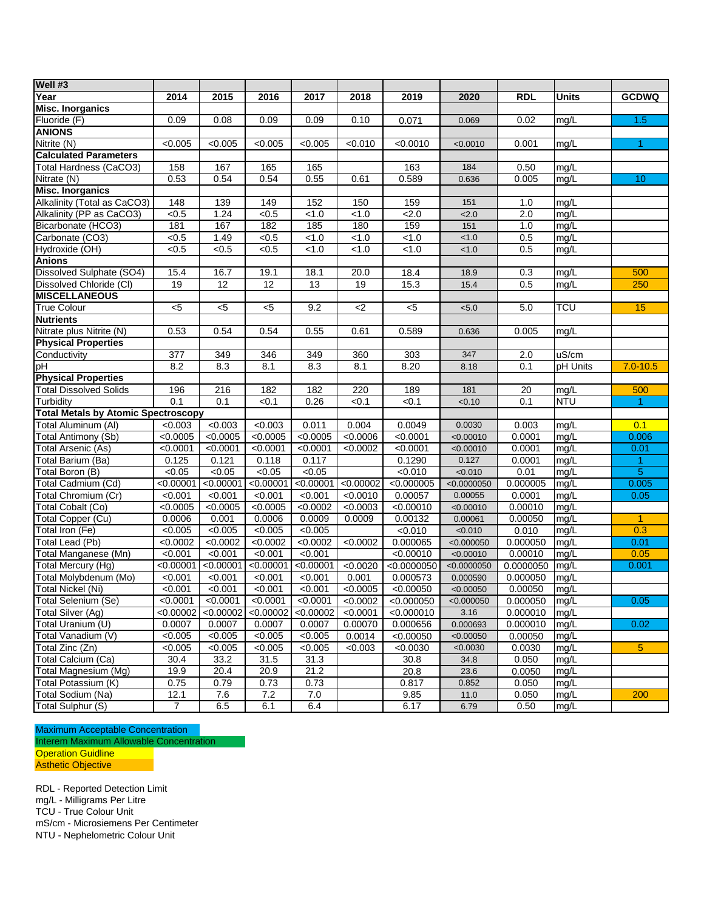| Well #3 | | | | | | | | | | |
|---|---|---|---|---|---|---|---|---|---|---|
| **Year** | **2014** | **2015** | **2016** | **2017** | **2018** | **2019** | **2020** | **RDL** | **Units** | **GCDWQ** |
| **Misc. Inorganics** | | | | | | | | | | |
| Fluoride (F) | 0.09 | 0.08 | 0.09 | 0.09 | 0.10 | 0.071 | 0.069 | 0.02 | mg/L | 1.5 |
| **ANIONS** | | | | | | | | | | |
| Nitrite (N) | <0.005 | <0.005 | <0.005 | <0.005 | <0.010 | <0.0010 | <0.0010 | 0.001 | mg/L | 1 |
| **Calculated Parameters** | | | | | | | | | | |
| Total Hardness (CaCO3) | 158 | 167 | 165 | 165 | | 163 | 184 | 0.50 | mg/L | |
| Nitrate (N) | 0.53 | 0.54 | 0.54 | 0.55 | 0.61 | 0.589 | 0.636 | 0.005 | mg/L | 10 |
| **Misc. Inorganics** | | | | | | | | | | |
| Alkalinity (Total as CaCO3) | 148 | 139 | 149 | 152 | 150 | 159 | 151 | 1.0 | mg/L | |
| Alkalinity (PP as CaCO3) | <0.5 | 1.24 | <0.5 | <1.0 | <1.0 | <2.0 | <2.0 | 2.0 | mg/L | |
| Bicarbonate (HCO3) | 181 | 167 | 182 | 185 | 180 | 159 | 151 | 1.0 | mg/L | |
| Carbonate (CO3) | <0.5 | 1.49 | <0.5 | <1.0 | <1.0 | <1.0 | <1.0 | 0.5 | mg/L | |
| Hydroxide (OH) | <0.5 | <0.5 | <0.5 | <1.0 | <1.0 | <1.0 | <1.0 | 0.5 | mg/L | |
| **Anions** | | | | | | | | | | |
| Dissolved Sulphate (SO4) | 15.4 | 16.7 | 19.1 | 18.1 | 20.0 | 18.4 | 18.9 | 0.3 | mg/L | 500 |
| Dissolved Chloride (Cl) | 19 | 12 | 12 | 13 | 19 | 15.3 | 15.4 | 0.5 | mg/L | 250 |
| **MISCELLANEOUS** | | | | | | | | | | |
| True Colour | <5 | <5 | <5 | 9.2 | <2 | <5 | <5.0 | 5.0 | TCU | 15 |
| **Nutrients** | | | | | | | | | | |
| Nitrate plus Nitrite (N) | 0.53 | 0.54 | 0.54 | 0.55 | 0.61 | 0.589 | 0.636 | 0.005 | mg/L | |
| **Physical Properties** | | | | | | | | | | |
| Conductivity | 377 | 349 | 346 | 349 | 360 | 303 | 347 | 2.0 | uS/cm | |
| pH | 8.2 | 8.3 | 8.1 | 8.3 | 8.1 | 8.20 | 8.18 | 0.1 | pH Units | 7.0-10.5 |
| **Physical Properties** | | | | | | | | | | |
| Total Dissolved Solids | 196 | 216 | 182 | 182 | 220 | 189 | 181 | 20 | mg/L | 500 |
| Turbidity | 0.1 | 0.1 | <0.1 | 0.26 | <0.1 | <0.1 | <0.10 | 0.1 | NTU | 1 |
| **Total Metals by Atomic Spectroscopy** | | | | | | | | | | |
| Total Aluminum (Al) | <0.003 | <0.003 | <0.003 | 0.011 | 0.004 | 0.0049 | 0.0030 | 0.003 | mg/L | 0.1 |
| Total Antimony (Sb) | <0.0005 | <0.0005 | <0.0005 | <0.0005 | <0.0006 | <0.0001 | <0.00010 | 0.0001 | mg/L | 0.006 |
| Total Arsenic (As) | <0.0001 | <0.0001 | <0.0001 | <0.0001 | <0.0002 | <0.0001 | <0.00010 | 0.0001 | mg/L | 0.01 |
| Total Barium (Ba) | 0.125 | 0.121 | 0.118 | 0.117 | | 0.1290 | 0.127 | 0.0001 | mg/L | 1 |
| Total Boron (B) | <0.05 | <0.05 | <0.05 | <0.05 | | <0.010 | <0.010 | 0.01 | mg/L | 5 |
| Total Cadmium (Cd) | <0.00001 | <0.00001 | <0.00001 | <0.00001 | <0.00002 | <0.000005 | <0.0000050 | 0.000005 | mg/L | 0.005 |
| Total Chromium (Cr) | <0.001 | <0.001 | <0.001 | <0.001 | <0.0010 | 0.00057 | 0.00055 | 0.0001 | mg/L | 0.05 |
| Total Cobalt (Co) | <0.0005 | <0.0005 | <0.0005 | <0.0002 | <0.0003 | <0.00010 | <0.00010 | 0.00010 | mg/L | |
| Total Copper (Cu) | 0.0006 | 0.001 | 0.0006 | 0.0009 | 0.0009 | 0.00132 | 0.00061 | 0.00050 | mg/L | 1 |
| Total Iron (Fe) | <0.005 | <0.005 | <0.005 | <0.005 | | <0.010 | <0.010 | 0.010 | mg/L | 0.3 |
| Total Lead (Pb) | <0.0002 | <0.0002 | <0.0002 | <0.0002 | <0.0002 | 0.000065 | <0.000050 | 0.000050 | mg/L | 0.01 |
| Total Manganese (Mn) | <0.001 | <0.001 | <0.001 | <0.001 | | <0.00010 | <0.00010 | 0.00010 | mg/L | 0.05 |
| Total Mercury (Hg) | <0.00001 | <0.00001 | <0.00001 | <0.00001 | <0.0020 | <0.0000050 | <0.0000050 | 0.0000050 | mg/L | 0.001 |
| Total Molybdenum (Mo) | <0.001 | <0.001 | <0.001 | <0.001 | 0.001 | 0.000573 | 0.000590 | 0.000050 | mg/L | |
| Total Nickel (Ni) | <0.001 | <0.001 | <0.001 | <0.001 | <0.0005 | <0.00050 | <0.00050 | 0.00050 | mg/L | |
| Total Selenium (Se) | <0.0001 | <0.0001 | <0.0001 | <0.0001 | <0.0002 | <0.000050 | <0.000050 | 0.000050 | mg/L | 0.05 |
| Total Silver (Ag) | <0.00002 | <0.00002 | <0.00002 | <0.00002 | <0.0001 | <0.000010 | 3.16 | 0.000010 | mg/L | |
| Total Uranium (U) | 0.0007 | 0.0007 | 0.0007 | 0.0007 | 0.00070 | 0.000656 | 0.000693 | 0.000010 | mg/L | 0.02 |
| Total Vanadium (V) | <0.005 | <0.005 | <0.005 | <0.005 | 0.0014 | <0.00050 | <0.00050 | 0.00050 | mg/L | |
| Total Zinc (Zn) | <0.005 | <0.005 | <0.005 | <0.005 | <0.003 | <0.0030 | <0.0030 | 0.0030 | mg/L | 5 |
| Total Calcium (Ca) | 30.4 | 33.2 | 31.5 | 31.3 | | 30.8 | 34.8 | 0.050 | mg/L | |
| Total Magnesium (Mg) | 19.9 | 20.4 | 20.9 | 21.2 | | 20.8 | 23.6 | 0.0050 | mg/L | |
| Total Potassium (K) | 0.75 | 0.79 | 0.73 | 0.73 | | 0.817 | 0.852 | 0.050 | mg/L | |
| Total Sodium (Na) | 12.1 | 7.6 | 7.2 | 7.0 | | 9.85 | 11.0 | 0.050 | mg/L | 200 |
| Total Sulphur (S) | 7 | 6.5 | 6.1 | 6.4 | | 6.17 | 6.79 | 0.50 | mg/L | |

Maximum Acceptable Concentration
Interem Maximum Allowable Concentration
Operation Guidline
Asthetic Objective

RDL - Reported Detection Limit
mg/L - Milligrams Per Litre
TCU - True Colour Unit
mS/cm - Microsiemens Per Centimeter
NTU - Nephelometric Colour Unit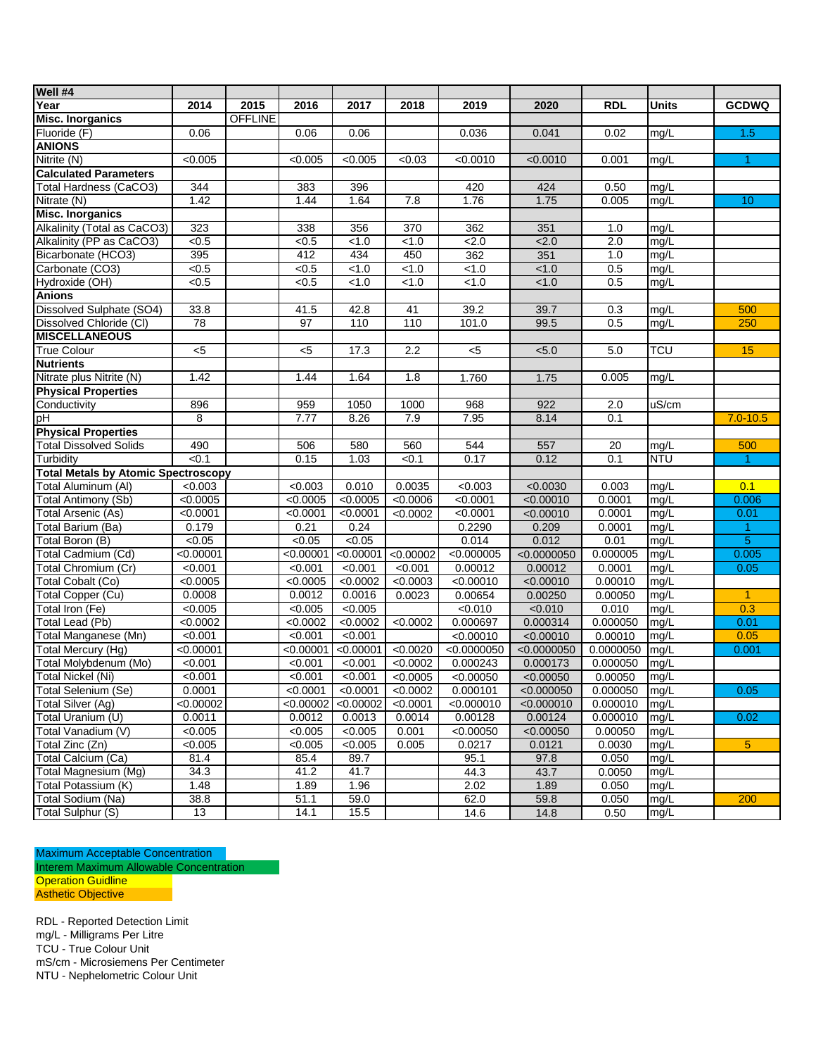| Well #4 | | | | | | | | | | |
|---|---|---|---|---|---|---|---|---|---|---|
| **Year** | **2014** | **2015** | **2016** | **2017** | **2018** | **2019** | **2020** | **RDL** | **Units** | **GCDWQ** |
| **Misc. Inorganics** | | OFFLINE | | | | | | | | |
| Fluoride (F) | 0.06 | | 0.06 | 0.06 | | 0.036 | 0.041 | 0.02 | mg/L | 1.5 |
| **ANIONS** | | | | | | | | | | |
| Nitrite (N) | <0.005 | | <0.005 | <0.005 | <0.03 | <0.0010 | <0.0010 | 0.001 | mg/L | 1 |
| **Calculated Parameters** | | | | | | | | | | |
| Total Hardness (CaCO3) | 344 | | 383 | 396 | | 420 | 424 | 0.50 | mg/L | |
| Nitrate (N) | 1.42 | | 1.44 | 1.64 | 7.8 | 1.76 | 1.75 | 0.005 | mg/L | 10 |
| **Misc. Inorganics** | | | | | | | | | | |
| Alkalinity (Total as CaCO3) | 323 | | 338 | 356 | 370 | 362 | 351 | 1.0 | mg/L | |
| Alkalinity (PP as CaCO3) | <0.5 | | <0.5 | <1.0 | <1.0 | <2.0 | <2.0 | 2.0 | mg/L | |
| Bicarbonate (HCO3) | 395 | | 412 | 434 | 450 | 362 | 351 | 1.0 | mg/L | |
| Carbonate (CO3) | <0.5 | | <0.5 | <1.0 | <1.0 | <1.0 | <1.0 | 0.5 | mg/L | |
| Hydroxide (OH) | <0.5 | | <0.5 | <1.0 | <1.0 | <1.0 | <1.0 | 0.5 | mg/L | |
| **Anions** | | | | | | | | | | |
| Dissolved Sulphate (SO4) | 33.8 | | 41.5 | 42.8 | 41 | 39.2 | 39.7 | 0.3 | mg/L | 500 |
| Dissolved Chloride (Cl) | 78 | | 97 | 110 | 110 | 101.0 | 99.5 | 0.5 | mg/L | 250 |
| **MISCELLANEOUS** | | | | | | | | | | |
| True Colour | <5 | | <5 | 17.3 | 2.2 | <5 | <5.0 | 5.0 | TCU | 15 |
| **Nutrients** | | | | | | | | | | |
| Nitrate plus Nitrite (N) | 1.42 | | 1.44 | 1.64 | 1.8 | 1.760 | 1.75 | 0.005 | mg/L | |
| **Physical Properties** | | | | | | | | | | |
| Conductivity | 896 | | 959 | 1050 | 1000 | 968 | 922 | 2.0 | uS/cm | |
| pH | 8 | | 7.77 | 8.26 | 7.9 | 7.95 | 8.14 | 0.1 | | 7.0-10.5 |
| **Physical Properties** | | | | | | | | | | |
| Total Dissolved Solids | 490 | | 506 | 580 | 560 | 544 | 557 | 20 | mg/L | 500 |
| Turbidity | <0.1 | | 0.15 | 1.03 | <0.1 | 0.17 | 0.12 | 0.1 | NTU | 1 |
| **Total Metals by Atomic Spectroscopy** | | | | | | | | | | |
| Total Aluminum (Al) | <0.003 | | <0.003 | 0.010 | 0.0035 | <0.003 | <0.0030 | 0.003 | mg/L | 0.1 |
| Total Antimony (Sb) | <0.0005 | | <0.0005 | <0.0005 | <0.0006 | <0.0001 | <0.00010 | 0.0001 | mg/L | 0.006 |
| Total Arsenic (As) | <0.0001 | | <0.0001 | <0.0001 | <0.0002 | <0.0001 | <0.00010 | 0.0001 | mg/L | 0.01 |
| Total Barium (Ba) | 0.179 | | 0.21 | 0.24 | | 0.2290 | 0.209 | 0.0001 | mg/L | 1 |
| Total Boron (B) | <0.05 | | <0.05 | <0.05 | | 0.014 | 0.012 | 0.01 | mg/L | 5 |
| Total Cadmium (Cd) | <0.00001 | | <0.00001 | <0.00001 | <0.00002 | <0.000005 | <0.0000050 | 0.000005 | mg/L | 0.005 |
| Total Chromium (Cr) | <0.001 | | <0.001 | <0.001 | <0.001 | 0.00012 | 0.00012 | 0.0001 | mg/L | 0.05 |
| Total Cobalt (Co) | <0.0005 | | <0.0005 | <0.0002 | <0.0003 | <0.00010 | <0.00010 | 0.00010 | mg/L | |
| Total Copper (Cu) | 0.0008 | | 0.0012 | 0.0016 | 0.0023 | 0.00654 | 0.00250 | 0.00050 | mg/L | 1 |
| Total Iron (Fe) | <0.005 | | <0.005 | <0.005 | | <0.010 | <0.010 | 0.010 | mg/L | 0.3 |
| Total Lead (Pb) | <0.0002 | | <0.0002 | <0.0002 | <0.0002 | 0.000697 | 0.000314 | 0.000050 | mg/L | 0.01 |
| Total Manganese (Mn) | <0.001 | | <0.001 | <0.001 | | <0.00010 | <0.00010 | 0.00010 | mg/L | 0.05 |
| Total Mercury (Hg) | <0.00001 | | <0.00001 | <0.00001 | <0.0020 | <0.0000050 | <0.0000050 | 0.0000050 | mg/L | 0.001 |
| Total Molybdenum (Mo) | <0.001 | | <0.001 | <0.001 | <0.0002 | 0.000243 | 0.000173 | 0.000050 | mg/L | |
| Total Nickel (Ni) | <0.001 | | <0.001 | <0.001 | <0.0005 | <0.00050 | <0.00050 | 0.00050 | mg/L | |
| Total Selenium (Se) | 0.0001 | | <0.0001 | <0.0001 | <0.0002 | 0.000101 | <0.000050 | 0.000050 | mg/L | 0.05 |
| Total Silver (Ag) | <0.00002 | | <0.00002 | <0.00002 | <0.0001 | <0.000010 | <0.000010 | 0.000010 | mg/L | |
| Total Uranium (U) | 0.0011 | | 0.0012 | 0.0013 | 0.0014 | 0.00128 | 0.00124 | 0.000010 | mg/L | 0.02 |
| Total Vanadium (V) | <0.005 | | <0.005 | <0.005 | 0.001 | <0.00050 | <0.00050 | 0.00050 | mg/L | |
| Total Zinc (Zn) | <0.005 | | <0.005 | <0.005 | 0.005 | 0.0217 | 0.0121 | 0.0030 | mg/L | 5 |
| Total Calcium (Ca) | 81.4 | | 85.4 | 89.7 | | 95.1 | 97.8 | 0.050 | mg/L | |
| Total Magnesium (Mg) | 34.3 | | 41.2 | 41.7 | | 44.3 | 43.7 | 0.0050 | mg/L | |
| Total Potassium (K) | 1.48 | | 1.89 | 1.96 | | 2.02 | 1.89 | 0.050 | mg/L | |
| Total Sodium (Na) | 38.8 | | 51.1 | 59.0 | | 62.0 | 59.8 | 0.050 | mg/L | 200 |
| Total Sulphur (S) | 13 | | 14.1 | 15.5 | | 14.6 | 14.8 | 0.50 | mg/L | |

Maximum Acceptable Concentration
Interem Maximum Allowable Concentration
Operation Guidline
Asthetic Objective

RDL - Reported Detection Limit
mg/L - Milligrams Per Litre
TCU - True Colour Unit
mS/cm - Microsiemens Per Centimeter
NTU - Nephelometric Colour Unit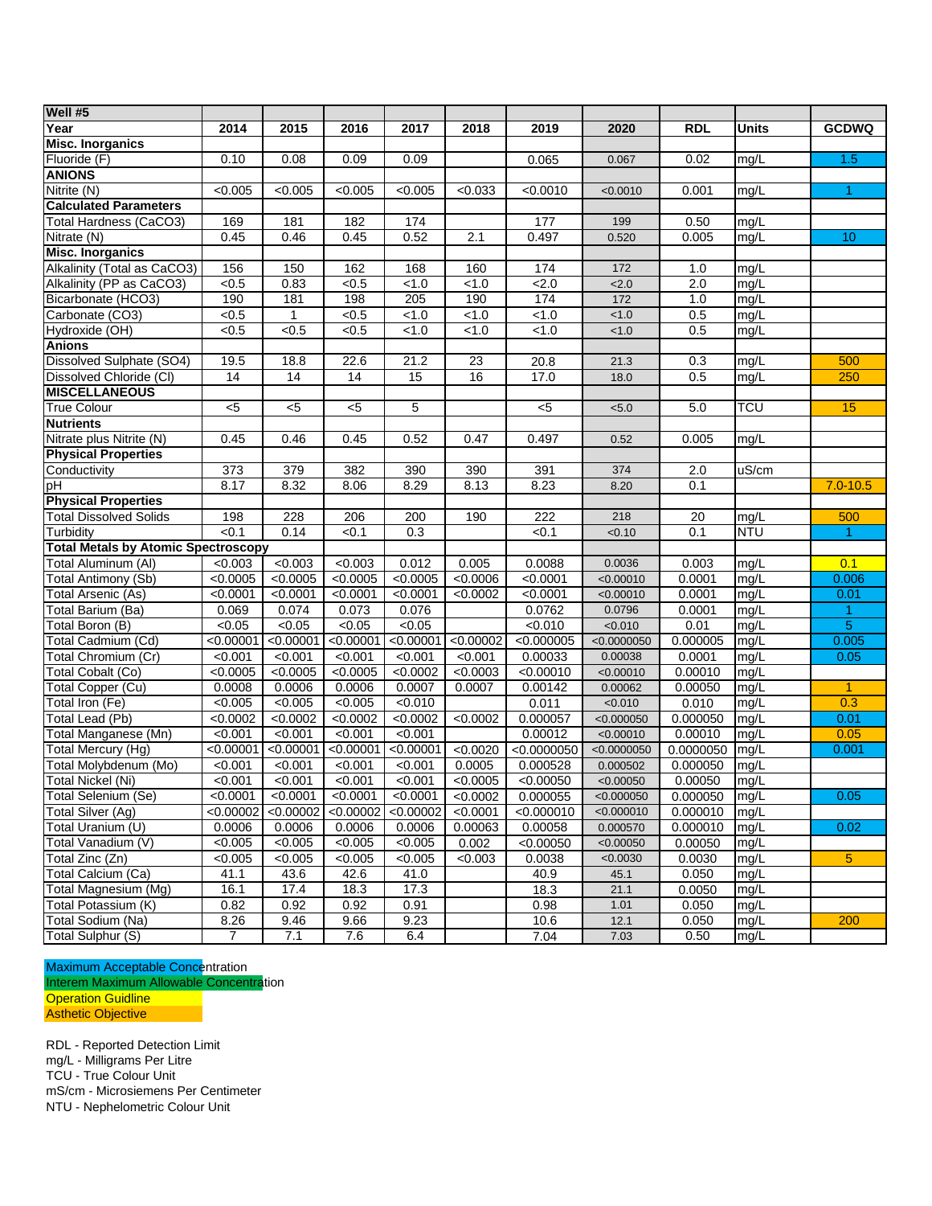| Well #5 | | | | | | | | | | |
|---|---|---|---|---|---|---|---|---|---|---|
| **Year** | **2014** | **2015** | **2016** | **2017** | **2018** | **2019** | **2020** | **RDL** | **Units** | **GCDWQ** |
| **Misc. Inorganics** | | | | | | | | | | |
| Fluoride (F) | 0.10 | 0.08 | 0.09 | 0.09 | | 0.065 | 0.067 | 0.02 | mg/L | 1.5 |
| **ANIONS** | | | | | | | | | | |
| Nitrite (N) | <0.005 | <0.005 | <0.005 | <0.005 | <0.033 | <0.0010 | <0.0010 | 0.001 | mg/L | 1 |
| **Calculated Parameters** | | | | | | | | | | |
| Total Hardness (CaCO3) | 169 | 181 | 182 | 174 | | 177 | 199 | 0.50 | mg/L | |
| Nitrate (N) | 0.45 | 0.46 | 0.45 | 0.52 | 2.1 | 0.497 | 0.520 | 0.005 | mg/L | 10 |
| **Misc. Inorganics** | | | | | | | | | | |
| Alkalinity (Total as CaCO3) | 156 | 150 | 162 | 168 | 160 | 174 | 172 | 1.0 | mg/L | |
| Alkalinity (PP as CaCO3) | <0.5 | 0.83 | <0.5 | <1.0 | <1.0 | <2.0 | <2.0 | 2.0 | mg/L | |
| Bicarbonate (HCO3) | 190 | 181 | 198 | 205 | 190 | 174 | 172 | 1.0 | mg/L | |
| Carbonate (CO3) | <0.5 | 1 | <0.5 | <1.0 | <1.0 | <1.0 | <1.0 | 0.5 | mg/L | |
| Hydroxide (OH) | <0.5 | <0.5 | <0.5 | <1.0 | <1.0 | <1.0 | <1.0 | 0.5 | mg/L | |
| **Anions** | | | | | | | | | | |
| Dissolved Sulphate (SO4) | 19.5 | 18.8 | 22.6 | 21.2 | 23 | 20.8 | 21.3 | 0.3 | mg/L | 500 |
| Dissolved Chloride (Cl) | 14 | 14 | 14 | 15 | 16 | 17.0 | 18.0 | 0.5 | mg/L | 250 |
| **MISCELLANEOUS** | | | | | | | | | | |
| True Colour | <5 | <5 | <5 | 5 | | <5 | <5.0 | 5.0 | TCU | 15 |
| **Nutrients** | | | | | | | | | | |
| Nitrate plus Nitrite (N) | 0.45 | 0.46 | 0.45 | 0.52 | 0.47 | 0.497 | 0.52 | 0.005 | mg/L | |
| **Physical Properties** | | | | | | | | | | |
| Conductivity | 373 | 379 | 382 | 390 | 390 | 391 | 374 | 2.0 | uS/cm | |
| pH | 8.17 | 8.32 | 8.06 | 8.29 | 8.13 | 8.23 | 8.20 | 0.1 | | 7.0-10.5 |
| **Physical Properties** | | | | | | | | | | |
| Total Dissolved Solids | 198 | 228 | 206 | 200 | 190 | 222 | 218 | 20 | mg/L | 500 |
| Turbidity | <0.1 | 0.14 | <0.1 | 0.3 | | <0.1 | <0.10 | 0.1 | NTU | 1 |
| **Total Metals by Atomic Spectroscopy** | | | | | | | | | | |
| Total Aluminum (Al) | <0.003 | <0.003 | <0.003 | 0.012 | 0.005 | 0.0088 | 0.0036 | 0.003 | mg/L | 0.1 |
| Total Antimony (Sb) | <0.0005 | <0.0005 | <0.0005 | <0.0005 | <0.0006 | <0.0001 | <0.00010 | 0.0001 | mg/L | 0.006 |
| Total Arsenic (As) | <0.0001 | <0.0001 | <0.0001 | <0.0001 | <0.0002 | <0.0001 | <0.00010 | 0.0001 | mg/L | 0.01 |
| Total Barium (Ba) | 0.069 | 0.074 | 0.073 | 0.076 | | 0.0762 | 0.0796 | 0.0001 | mg/L | 1 |
| Total Boron (B) | <0.05 | <0.05 | <0.05 | <0.05 | | <0.010 | <0.010 | 0.01 | mg/L | 5 |
| Total Cadmium (Cd) | <0.00001 | <0.00001 | <0.00001 | <0.00001 | <0.00002 | <0.000005 | <0.0000050 | 0.000005 | mg/L | 0.005 |
| Total Chromium (Cr) | <0.001 | <0.001 | <0.001 | <0.001 | <0.001 | 0.00033 | 0.00038 | 0.0001 | mg/L | 0.05 |
| Total Cobalt (Co) | <0.0005 | <0.0005 | <0.0005 | <0.0002 | <0.0003 | <0.00010 | <0.00010 | 0.00010 | mg/L | |
| Total Copper (Cu) | 0.0008 | 0.0006 | 0.0006 | 0.0007 | 0.0007 | 0.00142 | 0.00062 | 0.00050 | mg/L | 1 |
| Total Iron (Fe) | <0.005 | <0.005 | <0.005 | <0.010 | | 0.011 | <0.010 | 0.010 | mg/L | 0.3 |
| Total Lead (Pb) | <0.0002 | <0.0002 | <0.0002 | <0.0002 | <0.0002 | 0.000057 | <0.000050 | 0.000050 | mg/L | 0.01 |
| Total Manganese (Mn) | <0.001 | <0.001 | <0.001 | <0.001 | | 0.00012 | <0.00010 | 0.00010 | mg/L | 0.05 |
| Total Mercury (Hg) | <0.00001 | <0.00001 | <0.00001 | <0.00001 | <0.0020 | <0.0000050 | <0.0000050 | 0.0000050 | mg/L | 0.001 |
| Total Molybdenum (Mo) | <0.001 | <0.001 | <0.001 | <0.001 | 0.0005 | 0.000528 | 0.000502 | 0.000050 | mg/L | |
| Total Nickel (Ni) | <0.001 | <0.001 | <0.001 | <0.001 | <0.0005 | <0.00050 | <0.00050 | 0.00050 | mg/L | |
| Total Selenium (Se) | <0.0001 | <0.0001 | <0.0001 | <0.0001 | <0.0002 | 0.000055 | <0.000050 | 0.000050 | mg/L | 0.05 |
| Total Silver (Ag) | <0.00002 | <0.00002 | <0.00002 | <0.00002 | <0.0001 | <0.000010 | <0.000010 | 0.000010 | mg/L | |
| Total Uranium (U) | 0.0006 | 0.0006 | 0.0006 | 0.0006 | 0.00063 | 0.00058 | 0.000570 | 0.000010 | mg/L | 0.02 |
| Total Vanadium (V) | <0.005 | <0.005 | <0.005 | <0.005 | 0.002 | <0.00050 | <0.00050 | 0.00050 | mg/L | |
| Total Zinc (Zn) | <0.005 | <0.005 | <0.005 | <0.005 | <0.003 | 0.0038 | <0.0030 | 0.0030 | mg/L | 5 |
| Total Calcium (Ca) | 41.1 | 43.6 | 42.6 | 41.0 | | 40.9 | 45.1 | 0.050 | mg/L | |
| Total Magnesium (Mg) | 16.1 | 17.4 | 18.3 | 17.3 | | 18.3 | 21.1 | 0.0050 | mg/L | |
| Total Potassium (K) | 0.82 | 0.92 | 0.92 | 0.91 | | 0.98 | 1.01 | 0.050 | mg/L | |
| Total Sodium (Na) | 8.26 | 9.46 | 9.66 | 9.23 | | 10.6 | 12.1 | 0.050 | mg/L | 200 |
| Total Sulphur (S) | 7 | 7.1 | 7.6 | 6.4 | | 7.04 | 7.03 | 0.50 | mg/L | |

Maximum Acceptable Concentration
Interem Maximum Allowable Concentration
Operation Guidline
Asthetic Objective

RDL - Reported Detection Limit
mg/L - Milligrams Per Litre
TCU - True Colour Unit
mS/cm - Microsiemens Per Centimeter
NTU - Nephelometric Colour Unit